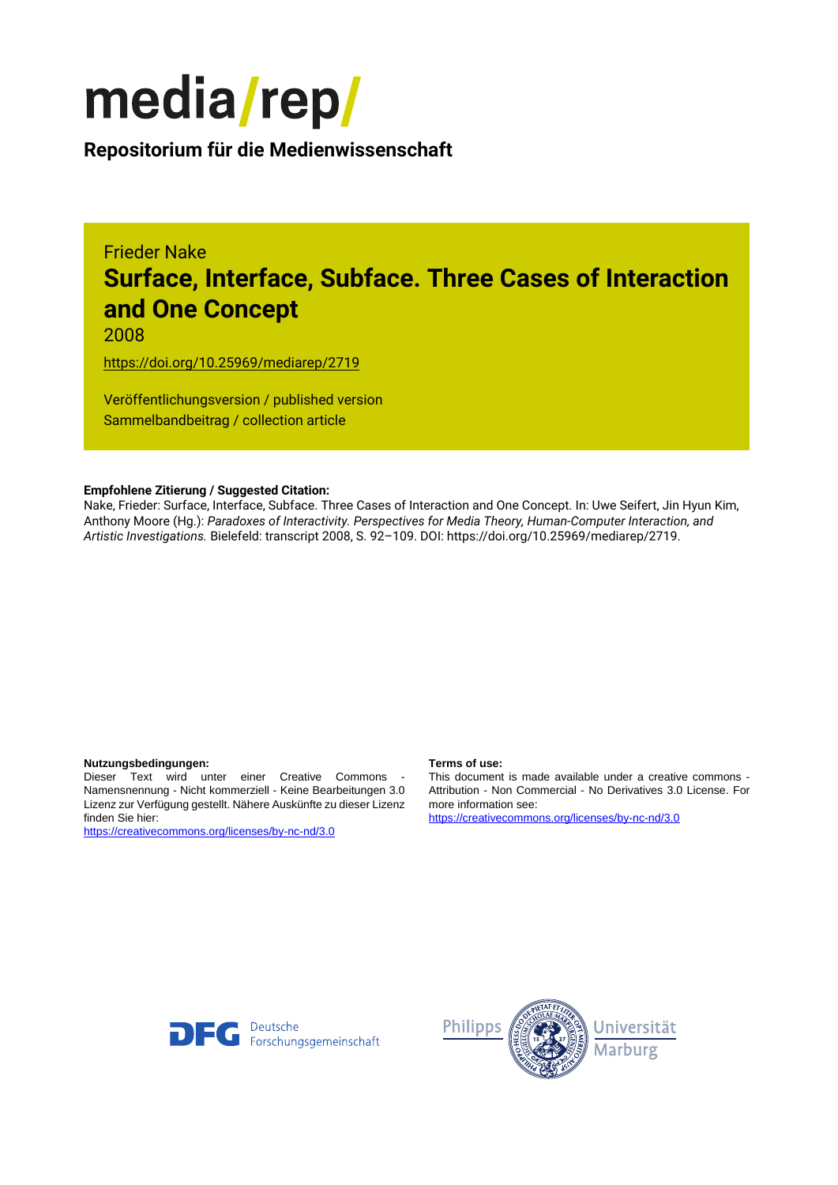# media/rep/

**Repositorium für die Medienwissenschaft**

Frieder Nake

## Surface, Interface, Subface. Three Cases of Interaction and One Concept

2008

https://doi.org/10.25969/mediarep/2719

Veröffentlichungsversion / published version
Sammelbandbeitrag / collection article

**Empfohlene Zitierung / Suggested Citation:**
Nake, Frieder: Surface, Interface, Subface. Three Cases of Interaction and One Concept. In: Uwe Seifert, Jin Hyun Kim, Anthony Moore (Hg.): *Paradoxes of Interactivity. Perspectives for Media Theory, Human-Computer Interaction, and Artistic Investigations.* Bielefeld: transcript 2008, S. 92–109. DOI: https://doi.org/10.25969/mediarep/2719.

**Nutzungsbedingungen:**
Dieser Text wird unter einer Creative Commons - Namensnennung - Nicht kommerziell - Keine Bearbeitungen 3.0 Lizenz zur Verfügung gestellt. Nähere Auskünfte zu dieser Lizenz finden Sie hier:
https://creativecommons.org/licenses/by-nc-nd/3.0

**Terms of use:**
This document is made available under a creative commons - Attribution - Non Commercial - No Derivatives 3.0 License. For more information see:
https://creativecommons.org/licenses/by-nc-nd/3.0

DFG Deutsche Forschungsgemeinschaft

Philipps Universität Marburg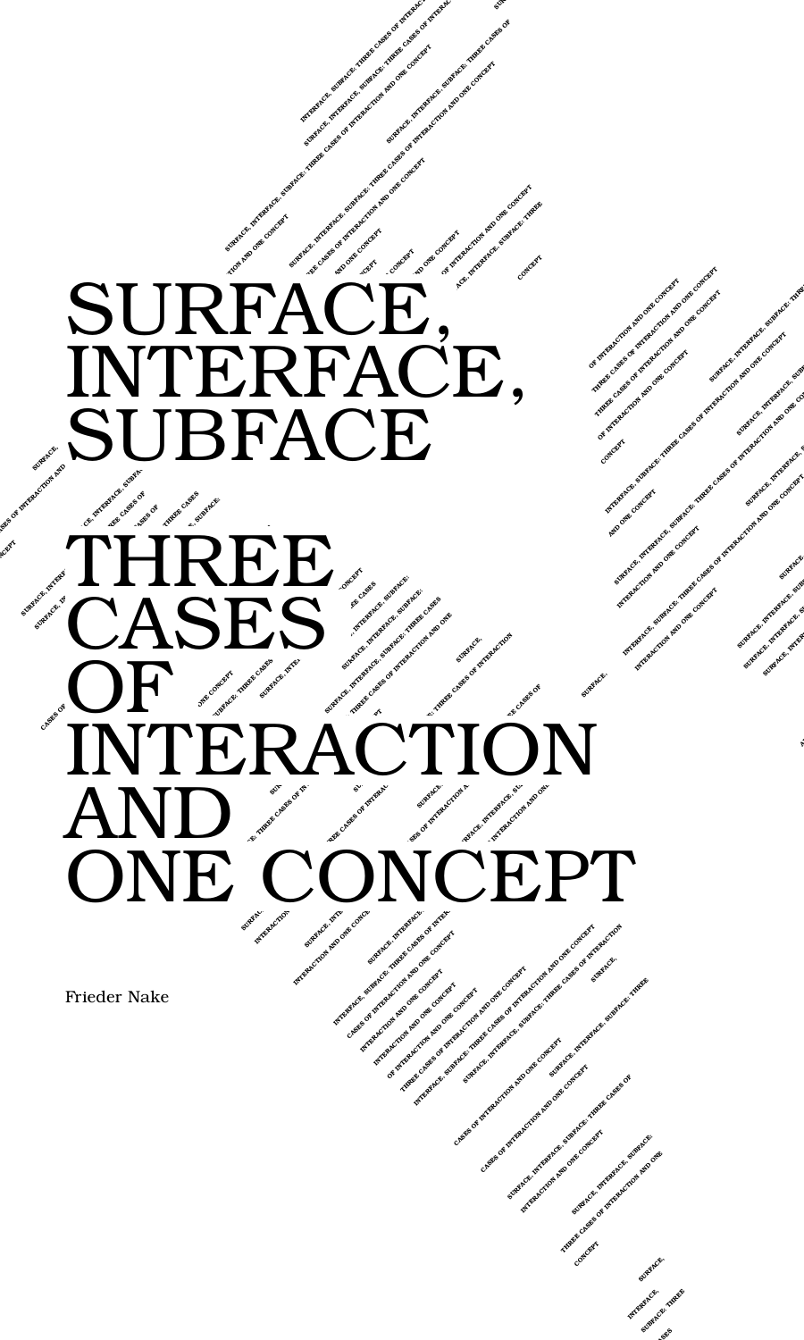# SURFACE, INTERFACE, SUBFACE

# THREE CASES OF INTERACTION AND ONE CONCEPT

Frieder Nake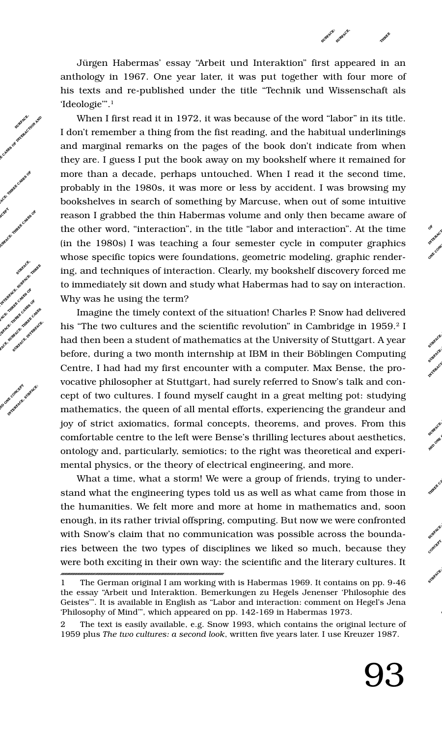Jürgen Habermas' essay "Arbeit und Interaktion" first appeared in an anthology in 1967. One year later, it was put together with four more of his texts and re-published under the title "Technik und Wissenschaft als 'Ideologie'".[1]

When I first read it in 1972, it was because of the word "labor" in its title. I don't remember a thing from the fist reading, and the habitual underlinings and marginal remarks on the pages of the book don't indicate from when they are. I guess I put the book away on my bookshelf where it remained for more than a decade, perhaps untouched. When I read it the second time, probably in the 1980s, it was more or less by accident. I was browsing my bookshelves in search of something by Marcuse, when out of some intuitive reason I grabbed the thin Habermas volume and only then became aware of the other word, "interaction", in the title "labor and interaction". At the time (in the 1980s) I was teaching a four semester cycle in computer graphics whose specific topics were foundations, geometric modeling, graphic rendering, and techniques of interaction. Clearly, my bookshelf discovery forced me to immediately sit down and study what Habermas had to say on interaction. Why was he using the term?

Imagine the timely context of the situation! Charles P. Snow had delivered his "The two cultures and the scientific revolution" in Cambridge in 1959.[2] I had then been a student of mathematics at the University of Stuttgart. A year before, during a two month internship at IBM in their Böblingen Computing Centre, I had had my first encounter with a computer. Max Bense, the provocative philosopher at Stuttgart, had surely referred to Snow's talk and concept of two cultures. I found myself caught in a great melting pot: studying mathematics, the queen of all mental efforts, experiencing the grandeur and joy of strict axiomatics, formal concepts, theorems, and proves. From this comfortable centre to the left were Bense's thrilling lectures about aesthetics, ontology and, particularly, semiotics; to the right was theoretical and experimental physics, or the theory of electrical engineering, and more.

What a time, what a storm! We were a group of friends, trying to understand what the engineering types told us as well as what came from those in the humanities. We felt more and more at home in mathematics and, soon enough, in its rather trivial offspring, computing. But now we were confronted with Snow's claim that no communication was possible across the boundaries between the two types of disciplines we liked so much, because they were both exciting in their own way: the scientific and the literary cultures. It

---

1 The German original I am working with is Habermas 1969. It contains on pp. 9-46 the essay "Arbeit und Interaktion. Bemerkungen zu Hegels Jenenser 'Philosophie des Geistes'". It is available in English as "Labor and interaction: comment on Hegel's Jena 'Philosophy of Mind'", which appeared on pp. 142-169 in Habermas 1973.

2 The text is easily available, e.g. Snow 1993, which contains the original lecture of 1959 plus *The two cultures: a second look*, written five years later. I use Kreuzer 1987.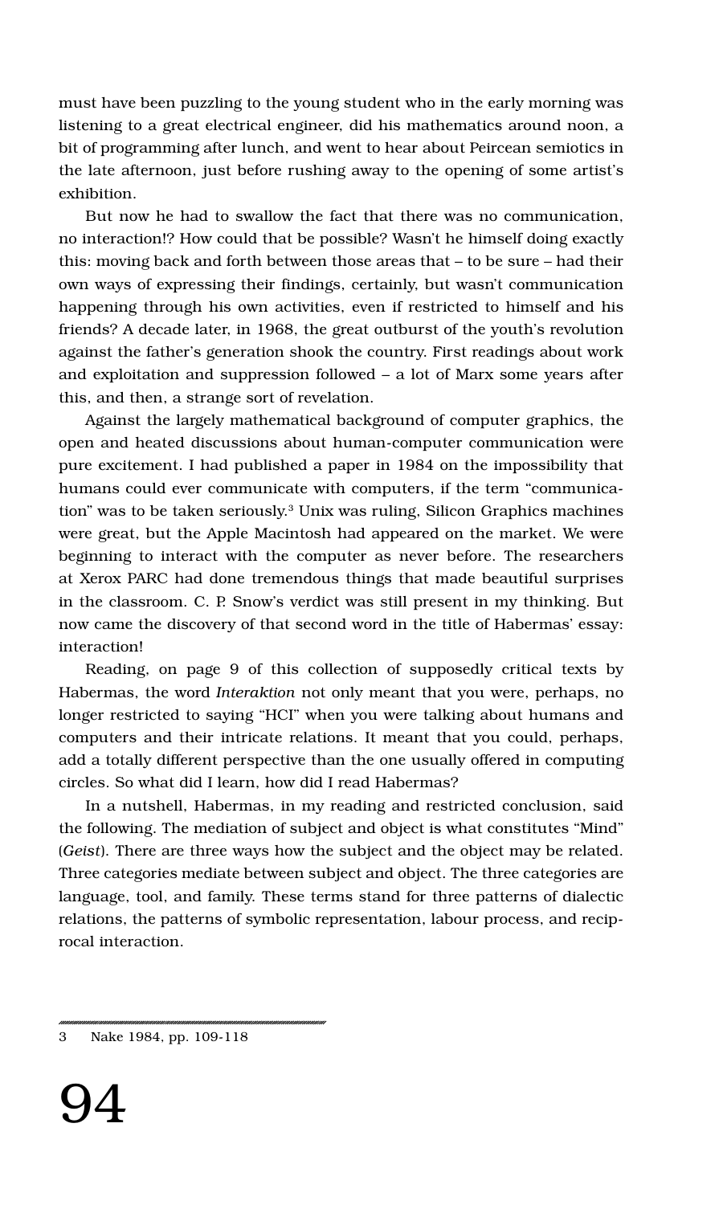must have been puzzling to the young student who in the early morning was listening to a great electrical engineer, did his mathematics around noon, a bit of programming after lunch, and went to hear about Peircean semiotics in the late afternoon, just before rushing away to the opening of some artist's exhibition.

But now he had to swallow the fact that there was no communication, no interaction!? How could that be possible? Wasn't he himself doing exactly this: moving back and forth between those areas that – to be sure – had their own ways of expressing their findings, certainly, but wasn't communication happening through his own activities, even if restricted to himself and his friends? A decade later, in 1968, the great outburst of the youth's revolution against the father's generation shook the country. First readings about work and exploitation and suppression followed – a lot of Marx some years after this, and then, a strange sort of revelation.

Against the largely mathematical background of computer graphics, the open and heated discussions about human-computer communication were pure excitement. I had published a paper in 1984 on the impossibility that humans could ever communicate with computers, if the term "communication" was to be taken seriously.[3] Unix was ruling, Silicon Graphics machines were great, but the Apple Macintosh had appeared on the market. We were beginning to interact with the computer as never before. The researchers at Xerox PARC had done tremendous things that made beautiful surprises in the classroom. C. P. Snow's verdict was still present in my thinking. But now came the discovery of that second word in the title of Habermas' essay: interaction!

Reading, on page 9 of this collection of supposedly critical texts by Habermas, the word *Interaktion* not only meant that you were, perhaps, no longer restricted to saying "HCI" when you were talking about humans and computers and their intricate relations. It meant that you could, perhaps, add a totally different perspective than the one usually offered in computing circles. So what did I learn, how did I read Habermas?

In a nutshell, Habermas, in my reading and restricted conclusion, said the following. The mediation of subject and object is what constitutes "Mind" (*Geist*). There are three ways how the subject and the object may be related. Three categories mediate between subject and object. The three categories are language, tool, and family. These terms stand for three patterns of dialectic relations, the patterns of symbolic representation, labour process, and reciprocal interaction.

---

3 Nake 1984, pp. 109-118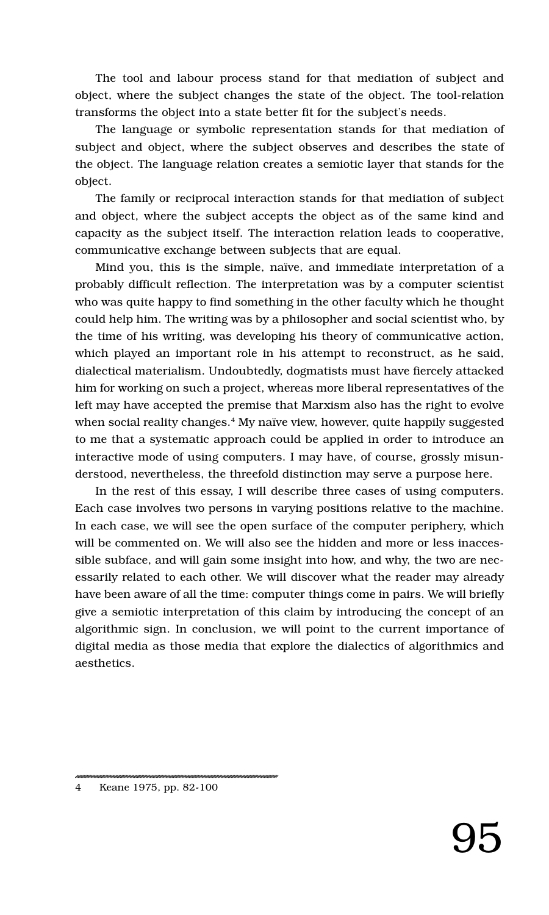The tool and labour process stand for that mediation of subject and object, where the subject changes the state of the object. The tool-relation transforms the object into a state better fit for the subject's needs.

The language or symbolic representation stands for that mediation of subject and object, where the subject observes and describes the state of the object. The language relation creates a semiotic layer that stands for the object.

The family or reciprocal interaction stands for that mediation of subject and object, where the subject accepts the object as of the same kind and capacity as the subject itself. The interaction relation leads to cooperative, communicative exchange between subjects that are equal.

Mind you, this is the simple, naïve, and immediate interpretation of a probably difficult reflection. The interpretation was by a computer scientist who was quite happy to find something in the other faculty which he thought could help him. The writing was by a philosopher and social scientist who, by the time of his writing, was developing his theory of communicative action, which played an important role in his attempt to reconstruct, as he said, dialectical materialism. Undoubtedly, dogmatists must have fiercely attacked him for working on such a project, whereas more liberal representatives of the left may have accepted the premise that Marxism also has the right to evolve when social reality changes.[4] My naïve view, however, quite happily suggested to me that a systematic approach could be applied in order to introduce an interactive mode of using computers. I may have, of course, grossly misunderstood, nevertheless, the threefold distinction may serve a purpose here.

In the rest of this essay, I will describe three cases of using computers. Each case involves two persons in varying positions relative to the machine. In each case, we will see the open surface of the computer periphery, which will be commented on. We will also see the hidden and more or less inaccessible subface, and will gain some insight into how, and why, the two are necessarily related to each other. We will discover what the reader may already have been aware of all the time: computer things come in pairs. We will briefly give a semiotic interpretation of this claim by introducing the concept of an algorithmic sign. In conclusion, we will point to the current importance of digital media as those media that explore the dialectics of algorithmics and aesthetics.

---

4 Keane 1975, pp. 82-100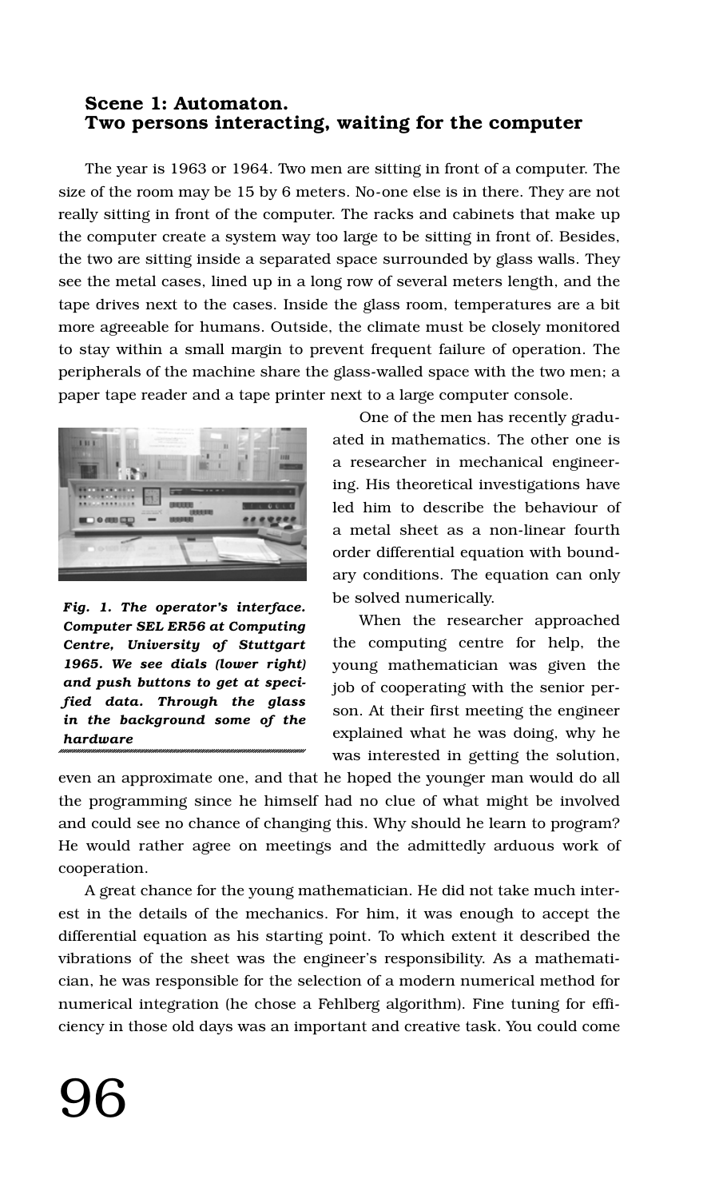## Scene 1: Automaton. Two persons interacting, waiting for the computer

The year is 1963 or 1964. Two men are sitting in front of a computer. The size of the room may be 15 by 6 meters. No-one else is in there. They are not really sitting in front of the computer. The racks and cabinets that make up the computer create a system way too large to be sitting in front of. Besides, the two are sitting inside a separated space surrounded by glass walls. They see the metal cases, lined up in a long row of several meters length, and the tape drives next to the cases. Inside the glass room, temperatures are a bit more agreeable for humans. Outside, the climate must be closely monitored to stay within a small margin to prevent frequent failure of operation. The peripherals of the machine share the glass-walled space with the two men; a paper tape reader and a tape printer next to a large computer console.

***Fig. 1. The operator's interface. Computer SEL ER56 at Computing Centre, University of Stuttgart 1965. We see dials (lower right) and push buttons to get at specified data. Through the glass in the background some of the hardware***

One of the men has recently graduated in mathematics. The other one is a researcher in mechanical engineering. His theoretical investigations have led him to describe the behaviour of a metal sheet as a non-linear fourth order differential equation with boundary conditions. The equation can only be solved numerically.

When the researcher approached the computing centre for help, the young mathematician was given the job of cooperating with the senior person. At their first meeting the engineer explained what he was doing, why he was interested in getting the solution, even an approximate one, and that he hoped the younger man would do all the programming since he himself had no clue of what might be involved and could see no chance of changing this. Why should he learn to program? He would rather agree on meetings and the admittedly arduous work of cooperation.

A great chance for the young mathematician. He did not take much interest in the details of the mechanics. For him, it was enough to accept the differential equation as his starting point. To which extent it described the vibrations of the sheet was the engineer's responsibility. As a mathematician, he was responsible for the selection of a modern numerical method for numerical integration (he chose a Fehlberg algorithm). Fine tuning for efficiency in those old days was an important and creative task. You could come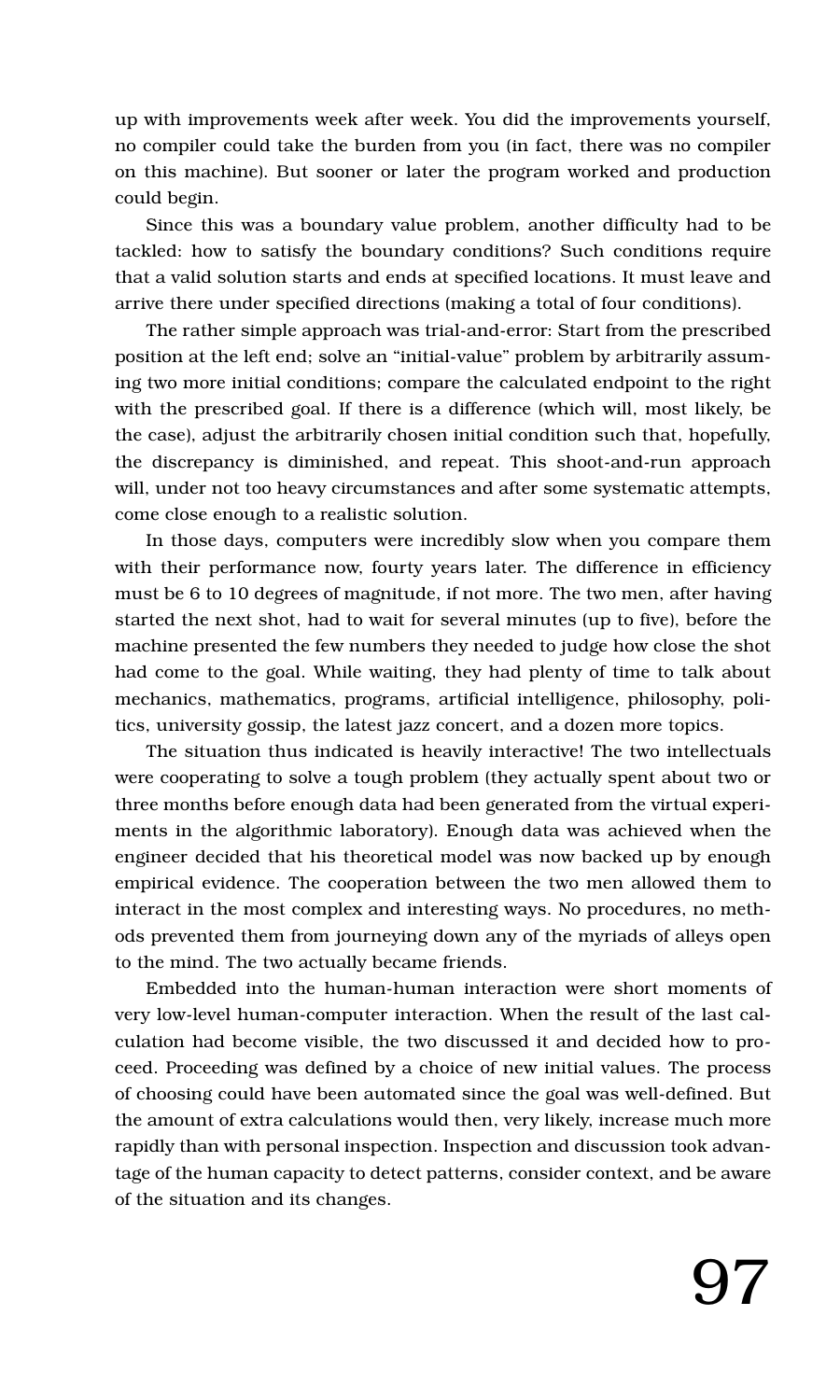up with improvements week after week. You did the improvements yourself, no compiler could take the burden from you (in fact, there was no compiler on this machine). But sooner or later the program worked and production could begin.

Since this was a boundary value problem, another difficulty had to be tackled: how to satisfy the boundary conditions? Such conditions require that a valid solution starts and ends at specified locations. It must leave and arrive there under specified directions (making a total of four conditions).

The rather simple approach was trial-and-error: Start from the prescribed position at the left end; solve an "initial-value" problem by arbitrarily assuming two more initial conditions; compare the calculated endpoint to the right with the prescribed goal. If there is a difference (which will, most likely, be the case), adjust the arbitrarily chosen initial condition such that, hopefully, the discrepancy is diminished, and repeat. This shoot-and-run approach will, under not too heavy circumstances and after some systematic attempts, come close enough to a realistic solution.

In those days, computers were incredibly slow when you compare them with their performance now, fourty years later. The difference in efficiency must be 6 to 10 degrees of magnitude, if not more. The two men, after having started the next shot, had to wait for several minutes (up to five), before the machine presented the few numbers they needed to judge how close the shot had come to the goal. While waiting, they had plenty of time to talk about mechanics, mathematics, programs, artificial intelligence, philosophy, politics, university gossip, the latest jazz concert, and a dozen more topics.

The situation thus indicated is heavily interactive! The two intellectuals were cooperating to solve a tough problem (they actually spent about two or three months before enough data had been generated from the virtual experiments in the algorithmic laboratory). Enough data was achieved when the engineer decided that his theoretical model was now backed up by enough empirical evidence. The cooperation between the two men allowed them to interact in the most complex and interesting ways. No procedures, no methods prevented them from journeying down any of the myriads of alleys open to the mind. The two actually became friends.

Embedded into the human-human interaction were short moments of very low-level human-computer interaction. When the result of the last calculation had become visible, the two discussed it and decided how to proceed. Proceeding was defined by a choice of new initial values. The process of choosing could have been automated since the goal was well-defined. But the amount of extra calculations would then, very likely, increase much more rapidly than with personal inspection. Inspection and discussion took advantage of the human capacity to detect patterns, consider context, and be aware of the situation and its changes.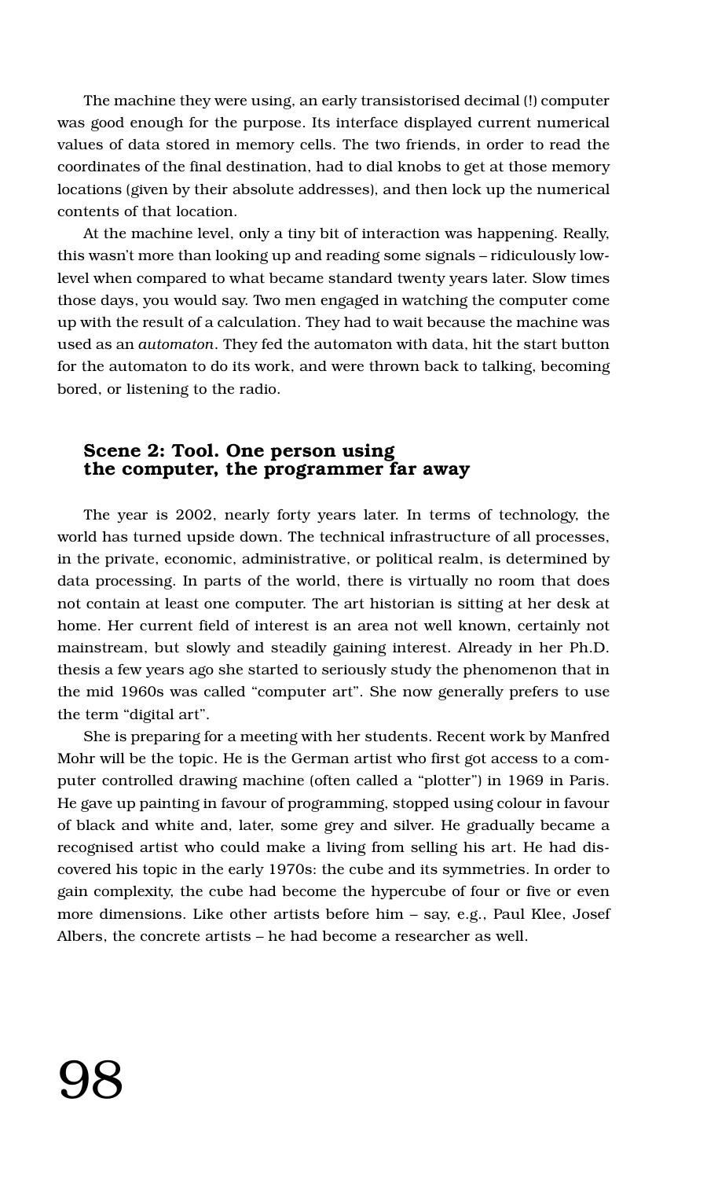The machine they were using, an early transistorised decimal (!) computer was good enough for the purpose. Its interface displayed current numerical values of data stored in memory cells. The two friends, in order to read the coordinates of the final destination, had to dial knobs to get at those memory locations (given by their absolute addresses), and then lock up the numerical contents of that location.

At the machine level, only a tiny bit of interaction was happening. Really, this wasn't more than looking up and reading some signals – ridiculously low-level when compared to what became standard twenty years later. Slow times those days, you would say. Two men engaged in watching the computer come up with the result of a calculation. They had to wait because the machine was used as an *automaton*. They fed the automaton with data, hit the start button for the automaton to do its work, and were thrown back to talking, becoming bored, or listening to the radio.

## Scene 2: Tool. One person using the computer, the programmer far away

The year is 2002, nearly forty years later. In terms of technology, the world has turned upside down. The technical infrastructure of all processes, in the private, economic, administrative, or political realm, is determined by data processing. In parts of the world, there is virtually no room that does not contain at least one computer. The art historian is sitting at her desk at home. Her current field of interest is an area not well known, certainly not mainstream, but slowly and steadily gaining interest. Already in her Ph.D. thesis a few years ago she started to seriously study the phenomenon that in the mid 1960s was called "computer art". She now generally prefers to use the term "digital art".

She is preparing for a meeting with her students. Recent work by Manfred Mohr will be the topic. He is the German artist who first got access to a computer controlled drawing machine (often called a "plotter") in 1969 in Paris. He gave up painting in favour of programming, stopped using colour in favour of black and white and, later, some grey and silver. He gradually became a recognised artist who could make a living from selling his art. He had discovered his topic in the early 1970s: the cube and its symmetries. In order to gain complexity, the cube had become the hypercube of four or five or even more dimensions. Like other artists before him – say, e.g., Paul Klee, Josef Albers, the concrete artists – he had become a researcher as well.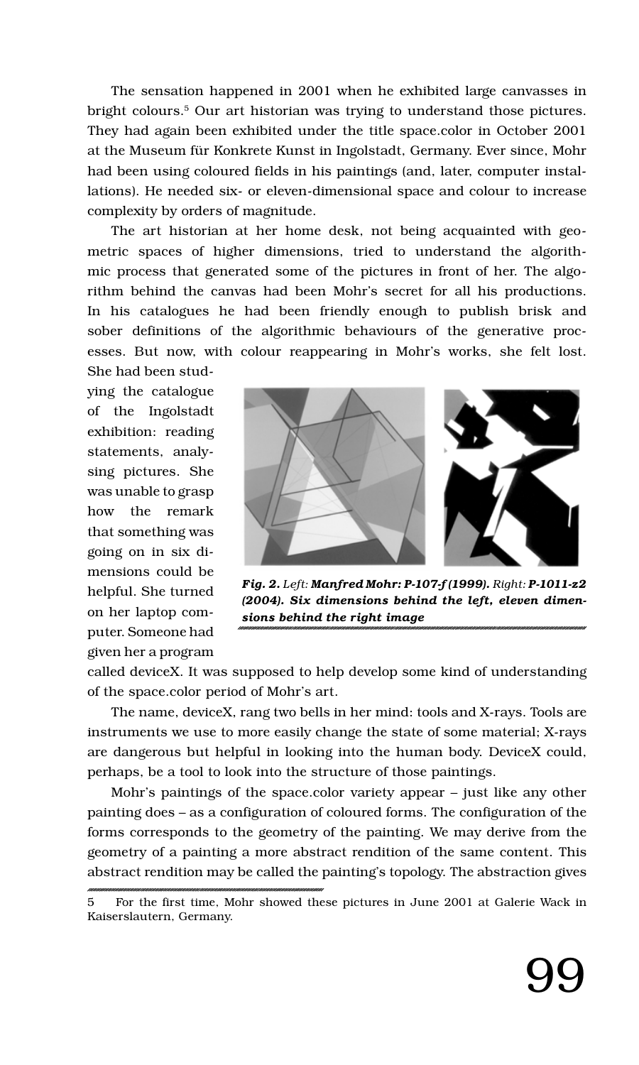The sensation happened in 2001 when he exhibited large canvasses in bright colours.[5] Our art historian was trying to understand those pictures. They had again been exhibited under the title space.color in October 2001 at the Museum für Konkrete Kunst in Ingolstadt, Germany. Ever since, Mohr had been using coloured fields in his paintings (and, later, computer installations). He needed six- or eleven-dimensional space and colour to increase complexity by orders of magnitude.

The art historian at her home desk, not being acquainted with geometric spaces of higher dimensions, tried to understand the algorithmic process that generated some of the pictures in front of her. The algorithm behind the canvas had been Mohr's secret for all his productions. In his catalogues he had been friendly enough to publish brisk and sober definitions of the algorithmic behaviours of the generative processes. But now, with colour reappearing in Mohr's works, she felt lost. She had been studying the catalogue of the Ingolstadt exhibition: reading statements, analysing pictures. She was unable to grasp how the remark that something was going on in six dimensions could be helpful. She turned on her laptop computer. Someone had given her a program called deviceX. It was supposed to help develop some kind of understanding of the space.color period of Mohr's art.

***Fig. 2.*** *Left:* ***Manfred Mohr: P-107-f (1999).*** *Right:* ***P-1011-z2 (2004). Six dimensions behind the left, eleven dimensions behind the right image***

The name, deviceX, rang two bells in her mind: tools and X-rays. Tools are instruments we use to more easily change the state of some material; X-rays are dangerous but helpful in looking into the human body. DeviceX could, perhaps, be a tool to look into the structure of those paintings.

Mohr's paintings of the space.color variety appear – just like any other painting does – as a configuration of coloured forms. The configuration of the forms corresponds to the geometry of the painting. We may derive from the geometry of a painting a more abstract rendition of the same content. This abstract rendition may be called the painting's topology. The abstraction gives

5 For the first time, Mohr showed these pictures in June 2001 at Galerie Wack in Kaiserslautern, Germany.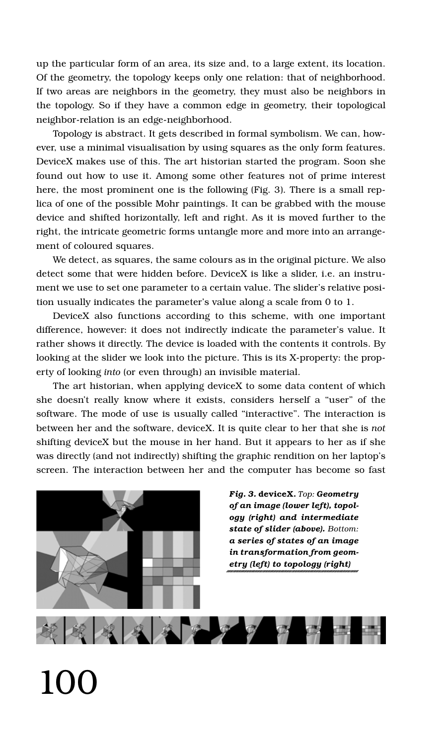up the particular form of an area, its size and, to a large extent, its location. Of the geometry, the topology keeps only one relation: that of neighborhood. If two areas are neighbors in the geometry, they must also be neighbors in the topology. So if they have a common edge in geometry, their topological neighbor-relation is an edge-neighborhood.

Topology is abstract. It gets described in formal symbolism. We can, however, use a minimal visualisation by using squares as the only form features. DeviceX makes use of this. The art historian started the program. Soon she found out how to use it. Among some other features not of prime interest here, the most prominent one is the following (Fig. 3). There is a small replica of one of the possible Mohr paintings. It can be grabbed with the mouse device and shifted horizontally, left and right. As it is moved further to the right, the intricate geometric forms untangle more and more into an arrangement of coloured squares.

We detect, as squares, the same colours as in the original picture. We also detect some that were hidden before. DeviceX is like a slider, i.e. an instrument we use to set one parameter to a certain value. The slider's relative position usually indicates the parameter's value along a scale from 0 to 1.

DeviceX also functions according to this scheme, with one important difference, however: it does not indirectly indicate the parameter's value. It rather shows it directly. The device is loaded with the contents it controls. By looking at the slider we look into the picture. This is its X-property: the property of looking *into* (or even through) an invisible material.

The art historian, when applying deviceX to some data content of which she doesn't really know where it exists, considers herself a "user" of the software. The mode of use is usually called "interactive". The interaction is between her and the software, deviceX. It is quite clear to her that she is *not* shifting deviceX but the mouse in her hand. But it appears to her as if she was directly (and not indirectly) shifting the graphic rendition on her laptop's screen. The interaction between her and the computer has become so fast

***Fig. 3.* deviceX.** *Top:* ***Geometry of an image (lower left), topology (right) and intermediate state of slider (above).*** *Bottom:* ***a series of states of an image in transformation from geometry (left) to topology (right)***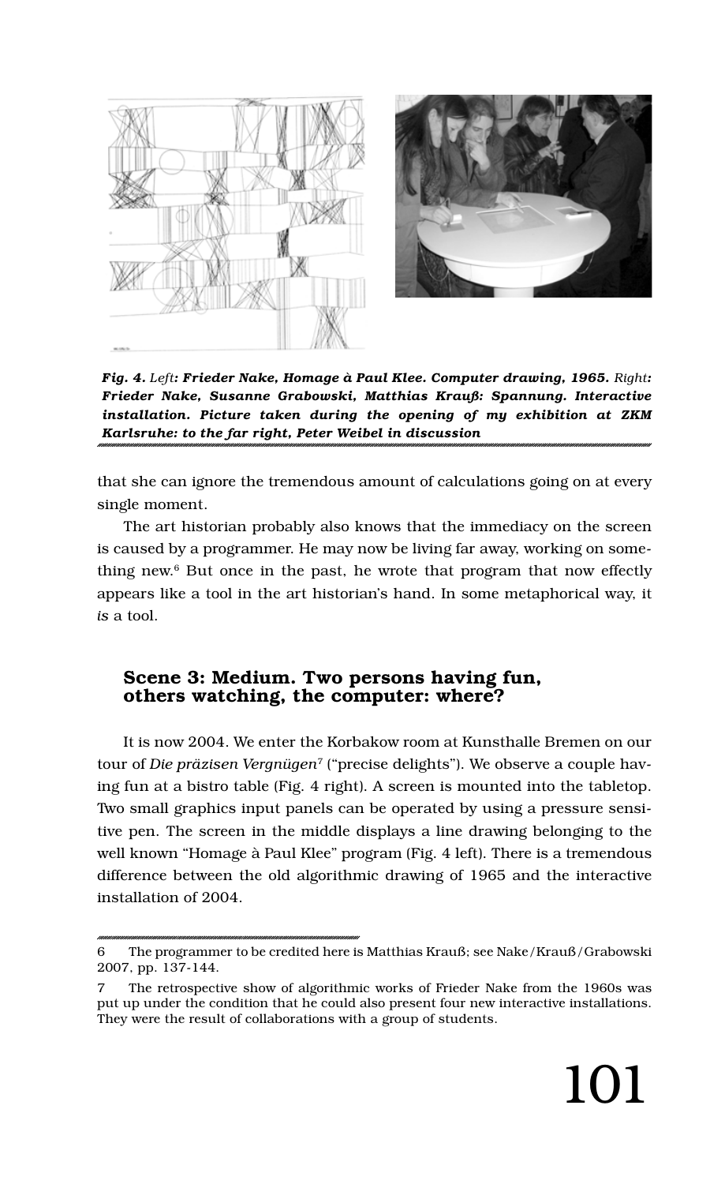*Fig. 4. Left: Frieder Nake, Homage à Paul Klee. Computer drawing, 1965. Right: Frieder Nake, Susanne Grabowski, Matthias Krauß: Spannung. Interactive installation. Picture taken during the opening of my exhibition at ZKM Karlsruhe: to the far right, Peter Weibel in discussion*

that she can ignore the tremendous amount of calculations going on at every single moment.

The art historian probably also knows that the immediacy on the screen is caused by a programmer. He may now be living far away, working on something new.[6] But once in the past, he wrote that program that now effectly appears like a tool in the art historian's hand. In some metaphorical way, it *is* a tool.

## Scene 3: Medium. Two persons having fun, others watching, the computer: where?

It is now 2004. We enter the Korbakow room at Kunsthalle Bremen on our tour of *Die präzisen Vergnügen*[7] ("precise delights"). We observe a couple having fun at a bistro table (Fig. 4 right). A screen is mounted into the tabletop. Two small graphics input panels can be operated by using a pressure sensitive pen. The screen in the middle displays a line drawing belonging to the well known "Homage à Paul Klee" program (Fig. 4 left). There is a tremendous difference between the old algorithmic drawing of 1965 and the interactive installation of 2004.

---

6 The programmer to be credited here is Matthias Krauß; see Nake/Krauß/Grabowski 2007, pp. 137-144.

7 The retrospective show of algorithmic works of Frieder Nake from the 1960s was put up under the condition that he could also present four new interactive installations. They were the result of collaborations with a group of students.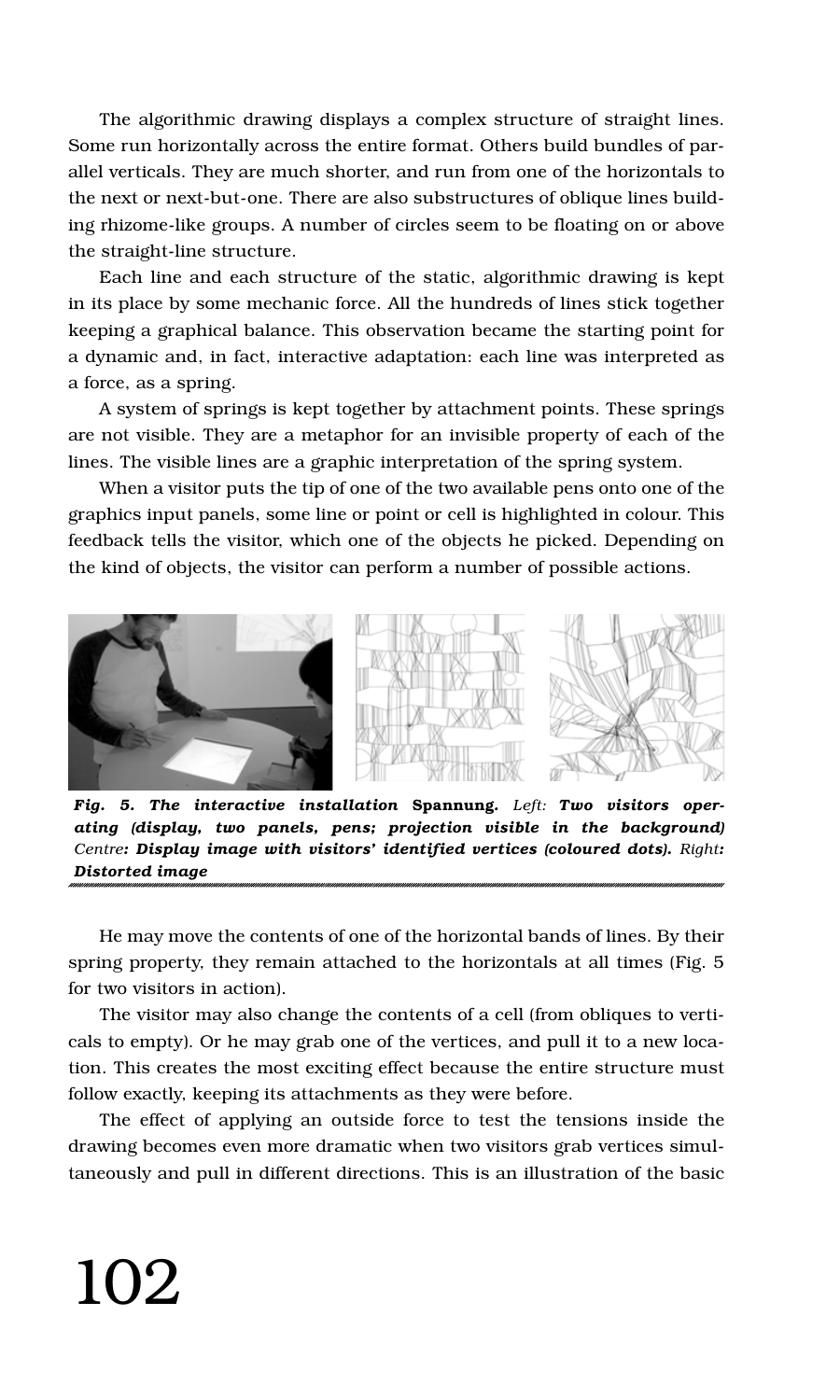The algorithmic drawing displays a complex structure of straight lines. Some run horizontally across the entire format. Others build bundles of parallel verticals. They are much shorter, and run from one of the horizontals to the next or next-but-one. There are also substructures of oblique lines building rhizome-like groups. A number of circles seem to be floating on or above the straight-line structure.

Each line and each structure of the static, algorithmic drawing is kept in its place by some mechanic force. All the hundreds of lines stick together keeping a graphical balance. This observation became the starting point for a dynamic and, in fact, interactive adaptation: each line was interpreted as a force, as a spring.

A system of springs is kept together by attachment points. These springs are not visible. They are a metaphor for an invisible property of each of the lines. The visible lines are a graphic interpretation of the spring system.

When a visitor puts the tip of one of the two available pens onto one of the graphics input panels, some line or point or cell is highlighted in colour. This feedback tells the visitor, which one of the objects he picked. Depending on the kind of objects, the visitor can perform a number of possible actions.

***Fig. 5. The interactive installation* Spannung.** *Left:* ***Two visitors operating (display, two panels, pens; projection visible in the background)*** *Centre*: ***Display image with visitors' identified vertices (coloured dots).*** *Right*: ***Distorted image***

He may move the contents of one of the horizontal bands of lines. By their spring property, they remain attached to the horizontals at all times (Fig. 5 for two visitors in action).

The visitor may also change the contents of a cell (from obliques to verticals to empty). Or he may grab one of the vertices, and pull it to a new location. This creates the most exciting effect because the entire structure must follow exactly, keeping its attachments as they were before.

The effect of applying an outside force to test the tensions inside the drawing becomes even more dramatic when two visitors grab vertices simultaneously and pull in different directions. This is an illustration of the basic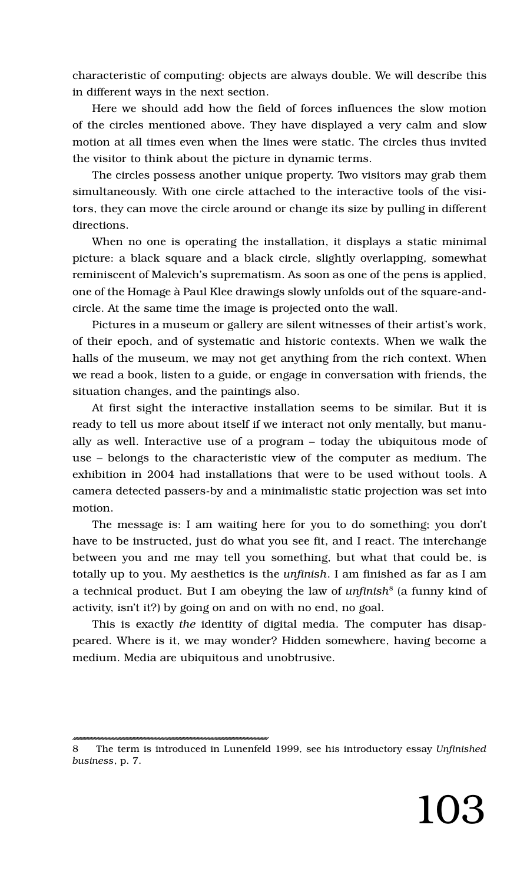characteristic of computing: objects are always double. We will describe this in different ways in the next section.

Here we should add how the field of forces influences the slow motion of the circles mentioned above. They have displayed a very calm and slow motion at all times even when the lines were static. The circles thus invited the visitor to think about the picture in dynamic terms.

The circles possess another unique property. Two visitors may grab them simultaneously. With one circle attached to the interactive tools of the visitors, they can move the circle around or change its size by pulling in different directions.

When no one is operating the installation, it displays a static minimal picture: a black square and a black circle, slightly overlapping, somewhat reminiscent of Malevich's suprematism. As soon as one of the pens is applied, one of the Homage à Paul Klee drawings slowly unfolds out of the square-and-circle. At the same time the image is projected onto the wall.

Pictures in a museum or gallery are silent witnesses of their artist's work, of their epoch, and of systematic and historic contexts. When we walk the halls of the museum, we may not get anything from the rich context. When we read a book, listen to a guide, or engage in conversation with friends, the situation changes, and the paintings also.

At first sight the interactive installation seems to be similar. But it is ready to tell us more about itself if we interact not only mentally, but manually as well. Interactive use of a program – today the ubiquitous mode of use – belongs to the characteristic view of the computer as medium. The exhibition in 2004 had installations that were to be used without tools. A camera detected passers-by and a minimalistic static projection was set into motion.

The message is: I am waiting here for you to do something; you don't have to be instructed, just do what you see fit, and I react. The interchange between you and me may tell you something, but what that could be, is totally up to you. My aesthetics is the *unfinish*. I am finished as far as I am a technical product. But I am obeying the law of *unfinish*[8] (a funny kind of activity, isn't it?) by going on and on with no end, no goal.

This is exactly *the* identity of digital media. The computer has disappeared. Where is it, we may wonder? Hidden somewhere, having become a medium. Media are ubiquitous and unobtrusive.

---

8 The term is introduced in Lunenfeld 1999, see his introductory essay *Unfinished business*, p. 7.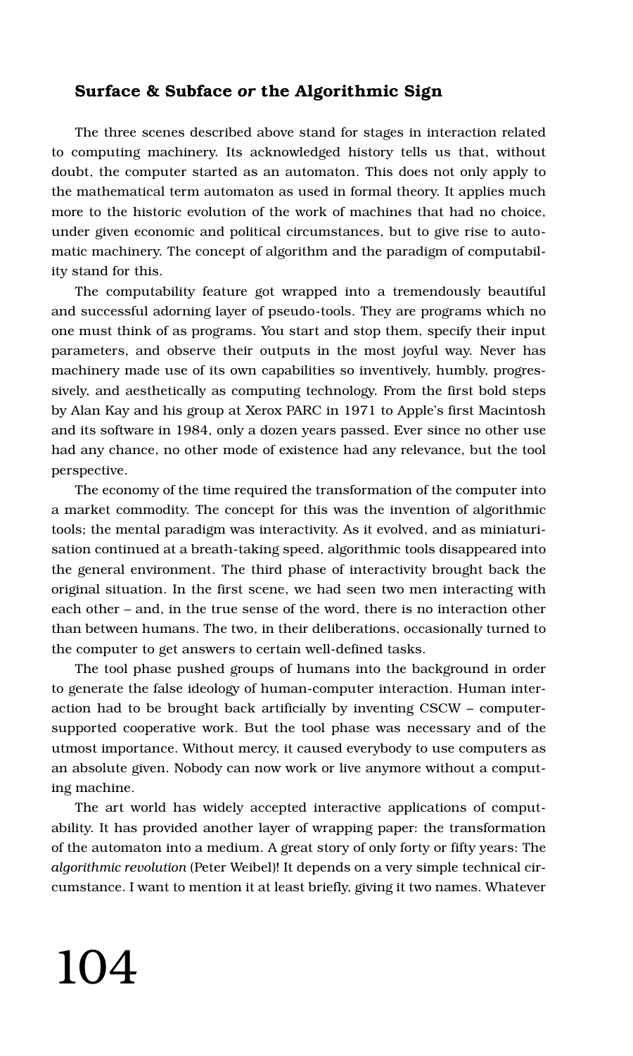## Surface & Subface *or* the Algorithmic Sign

The three scenes described above stand for stages in interaction related to computing machinery. Its acknowledged history tells us that, without doubt, the computer started as an automaton. This does not only apply to the mathematical term automaton as used in formal theory. It applies much more to the historic evolution of the work of machines that had no choice, under given economic and political circumstances, but to give rise to automatic machinery. The concept of algorithm and the paradigm of computability stand for this.

The computability feature got wrapped into a tremendously beautiful and successful adorning layer of pseudo-tools. They are programs which no one must think of as programs. You start and stop them, specify their input parameters, and observe their outputs in the most joyful way. Never has machinery made use of its own capabilities so inventively, humbly, progressively, and aesthetically as computing technology. From the first bold steps by Alan Kay and his group at Xerox PARC in 1971 to Apple's first Macintosh and its software in 1984, only a dozen years passed. Ever since no other use had any chance, no other mode of existence had any relevance, but the tool perspective.

The economy of the time required the transformation of the computer into a market commodity. The concept for this was the invention of algorithmic tools; the mental paradigm was interactivity. As it evolved, and as miniaturisation continued at a breath-taking speed, algorithmic tools disappeared into the general environment. The third phase of interactivity brought back the original situation. In the first scene, we had seen two men interacting with each other – and, in the true sense of the word, there is no interaction other than between humans. The two, in their deliberations, occasionally turned to the computer to get answers to certain well-defined tasks.

The tool phase pushed groups of humans into the background in order to generate the false ideology of human-computer interaction. Human interaction had to be brought back artificially by inventing CSCW – computer-supported cooperative work. But the tool phase was necessary and of the utmost importance. Without mercy, it caused everybody to use computers as an absolute given. Nobody can now work or live anymore without a computing machine.

The art world has widely accepted interactive applications of computability. It has provided another layer of wrapping paper: the transformation of the automaton into a medium. A great story of only forty or fifty years: The *algorithmic revolution* (Peter Weibel)! It depends on a very simple technical circumstance. I want to mention it at least briefly, giving it two names. Whatever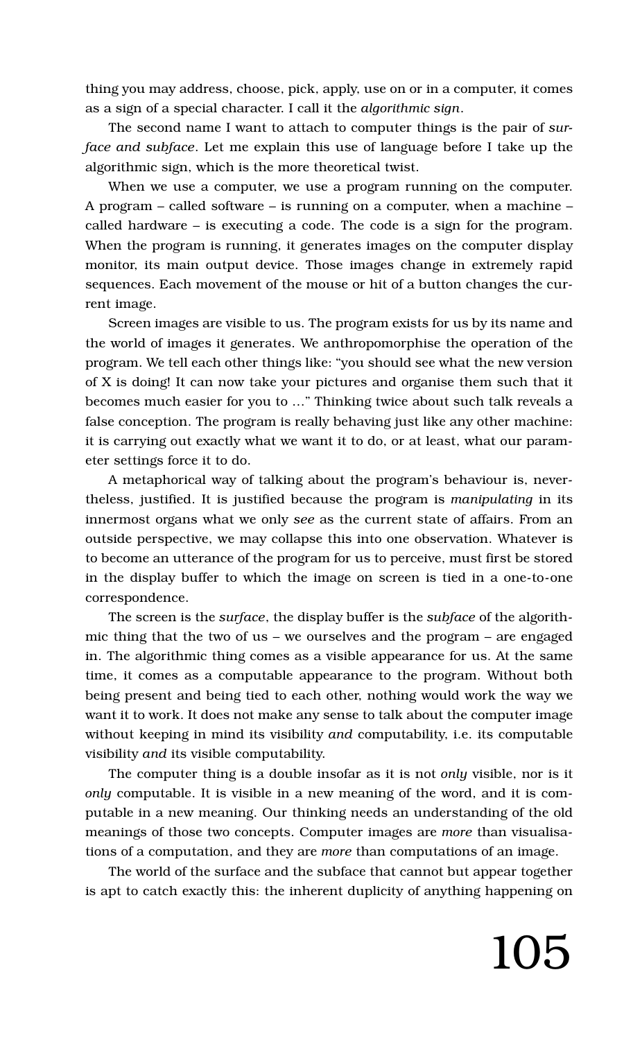thing you may address, choose, pick, apply, use on or in a computer, it comes as a sign of a special character. I call it the *algorithmic sign*.

The second name I want to attach to computer things is the pair of *surface and subface*. Let me explain this use of language before I take up the algorithmic sign, which is the more theoretical twist.

When we use a computer, we use a program running on the computer. A program – called software – is running on a computer, when a machine – called hardware – is executing a code. The code is a sign for the program. When the program is running, it generates images on the computer display monitor, its main output device. Those images change in extremely rapid sequences. Each movement of the mouse or hit of a button changes the current image.

Screen images are visible to us. The program exists for us by its name and the world of images it generates. We anthropomorphise the operation of the program. We tell each other things like: "you should see what the new version of X is doing! It can now take your pictures and organise them such that it becomes much easier for you to …" Thinking twice about such talk reveals a false conception. The program is really behaving just like any other machine: it is carrying out exactly what we want it to do, or at least, what our parameter settings force it to do.

A metaphorical way of talking about the program's behaviour is, nevertheless, justified. It is justified because the program is *manipulating* in its innermost organs what we only *see* as the current state of affairs. From an outside perspective, we may collapse this into one observation. Whatever is to become an utterance of the program for us to perceive, must first be stored in the display buffer to which the image on screen is tied in a one-to-one correspondence.

The screen is the *surface*, the display buffer is the *subface* of the algorithmic thing that the two of us – we ourselves and the program – are engaged in. The algorithmic thing comes as a visible appearance for us. At the same time, it comes as a computable appearance to the program. Without both being present and being tied to each other, nothing would work the way we want it to work. It does not make any sense to talk about the computer image without keeping in mind its visibility *and* computability, i.e. its computable visibility *and* its visible computability.

The computer thing is a double insofar as it is not *only* visible, nor is it *only* computable. It is visible in a new meaning of the word, and it is computable in a new meaning. Our thinking needs an understanding of the old meanings of those two concepts. Computer images are *more* than visualisations of a computation, and they are *more* than computations of an image.

The world of the surface and the subface that cannot but appear together is apt to catch exactly this: the inherent duplicity of anything happening on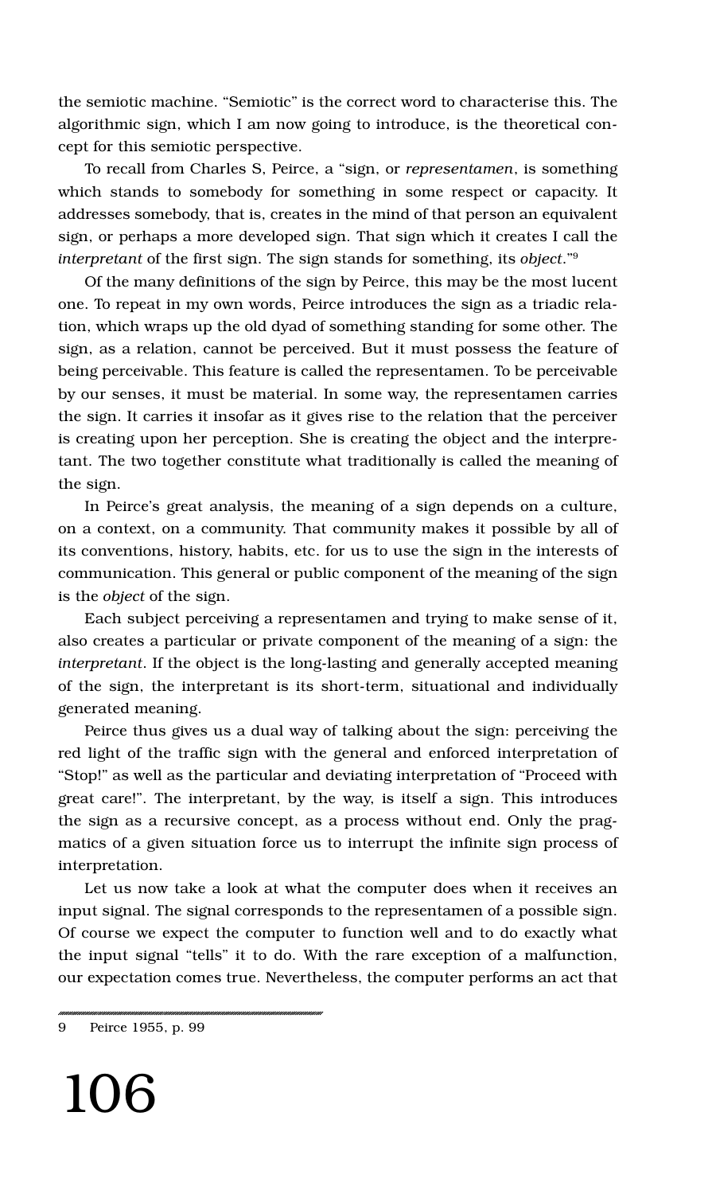the semiotic machine. "Semiotic" is the correct word to characterise this. The algorithmic sign, which I am now going to introduce, is the theoretical concept for this semiotic perspective.

To recall from Charles S, Peirce, a "sign, or *representamen*, is something which stands to somebody for something in some respect or capacity. It addresses somebody, that is, creates in the mind of that person an equivalent sign, or perhaps a more developed sign. That sign which it creates I call the *interpretant* of the first sign. The sign stands for something, its *object*."[9]

Of the many definitions of the sign by Peirce, this may be the most lucent one. To repeat in my own words, Peirce introduces the sign as a triadic relation, which wraps up the old dyad of something standing for some other. The sign, as a relation, cannot be perceived. But it must possess the feature of being perceivable. This feature is called the representamen. To be perceivable by our senses, it must be material. In some way, the representamen carries the sign. It carries it insofar as it gives rise to the relation that the perceiver is creating upon her perception. She is creating the object and the interpretant. The two together constitute what traditionally is called the meaning of the sign.

In Peirce's great analysis, the meaning of a sign depends on a culture, on a context, on a community. That community makes it possible by all of its conventions, history, habits, etc. for us to use the sign in the interests of communication. This general or public component of the meaning of the sign is the *object* of the sign.

Each subject perceiving a representamen and trying to make sense of it, also creates a particular or private component of the meaning of a sign: the *interpretant*. If the object is the long-lasting and generally accepted meaning of the sign, the interpretant is its short-term, situational and individually generated meaning.

Peirce thus gives us a dual way of talking about the sign: perceiving the red light of the traffic sign with the general and enforced interpretation of "Stop!" as well as the particular and deviating interpretation of "Proceed with great care!". The interpretant, by the way, is itself a sign. This introduces the sign as a recursive concept, as a process without end. Only the pragmatics of a given situation force us to interrupt the infinite sign process of interpretation.

Let us now take a look at what the computer does when it receives an input signal. The signal corresponds to the representamen of a possible sign. Of course we expect the computer to function well and to do exactly what the input signal "tells" it to do. With the rare exception of a malfunction, our expectation comes true. Nevertheless, the computer performs an act that

---

9 Peirce 1955, p. 99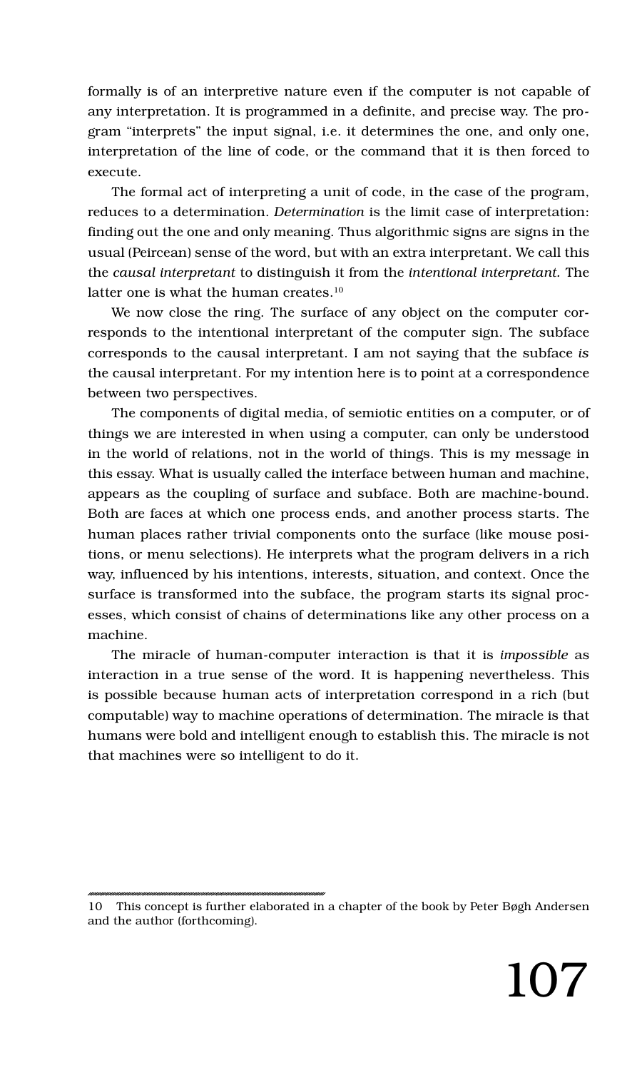formally is of an interpretive nature even if the computer is not capable of any interpretation. It is programmed in a definite, and precise way. The program "interprets" the input signal, i.e. it determines the one, and only one, interpretation of the line of code, or the command that it is then forced to execute.

The formal act of interpreting a unit of code, in the case of the program, reduces to a determination. *Determination* is the limit case of interpretation: finding out the one and only meaning. Thus algorithmic signs are signs in the usual (Peircean) sense of the word, but with an extra interpretant. We call this the *causal interpretant* to distinguish it from the *intentional interpretant.* The latter one is what the human creates.[10]

We now close the ring. The surface of any object on the computer corresponds to the intentional interpretant of the computer sign. The subface corresponds to the causal interpretant. I am not saying that the subface *is* the causal interpretant. For my intention here is to point at a correspondence between two perspectives.

The components of digital media, of semiotic entities on a computer, or of things we are interested in when using a computer, can only be understood in the world of relations, not in the world of things. This is my message in this essay. What is usually called the interface between human and machine, appears as the coupling of surface and subface. Both are machine-bound. Both are faces at which one process ends, and another process starts. The human places rather trivial components onto the surface (like mouse positions, or menu selections). He interprets what the program delivers in a rich way, influenced by his intentions, interests, situation, and context. Once the surface is transformed into the subface, the program starts its signal processes, which consist of chains of determinations like any other process on a machine.

The miracle of human-computer interaction is that it is *impossible* as interaction in a true sense of the word. It is happening nevertheless. This is possible because human acts of interpretation correspond in a rich (but computable) way to machine operations of determination. The miracle is that humans were bold and intelligent enough to establish this. The miracle is not that machines were so intelligent to do it.

---

10 This concept is further elaborated in a chapter of the book by Peter Bøgh Andersen and the author (forthcoming).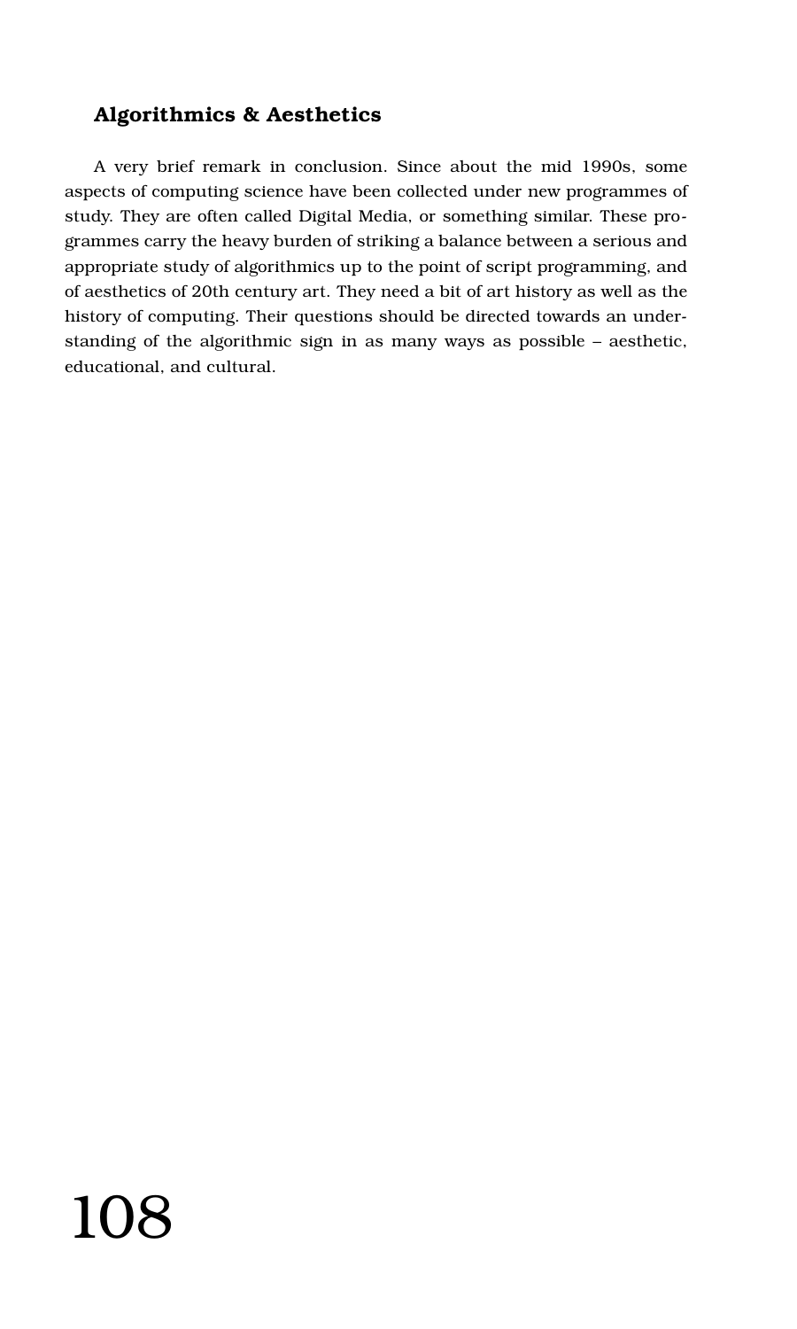### Algorithmics & Aesthetics

A very brief remark in conclusion. Since about the mid 1990s, some aspects of computing science have been collected under new programmes of study. They are often called Digital Media, or something similar. These programmes carry the heavy burden of striking a balance between a serious and appropriate study of algorithmics up to the point of script programming, and of aesthetics of 20th century art. They need a bit of art history as well as the history of computing. Their questions should be directed towards an understanding of the algorithmic sign in as many ways as possible – aesthetic, educational, and cultural.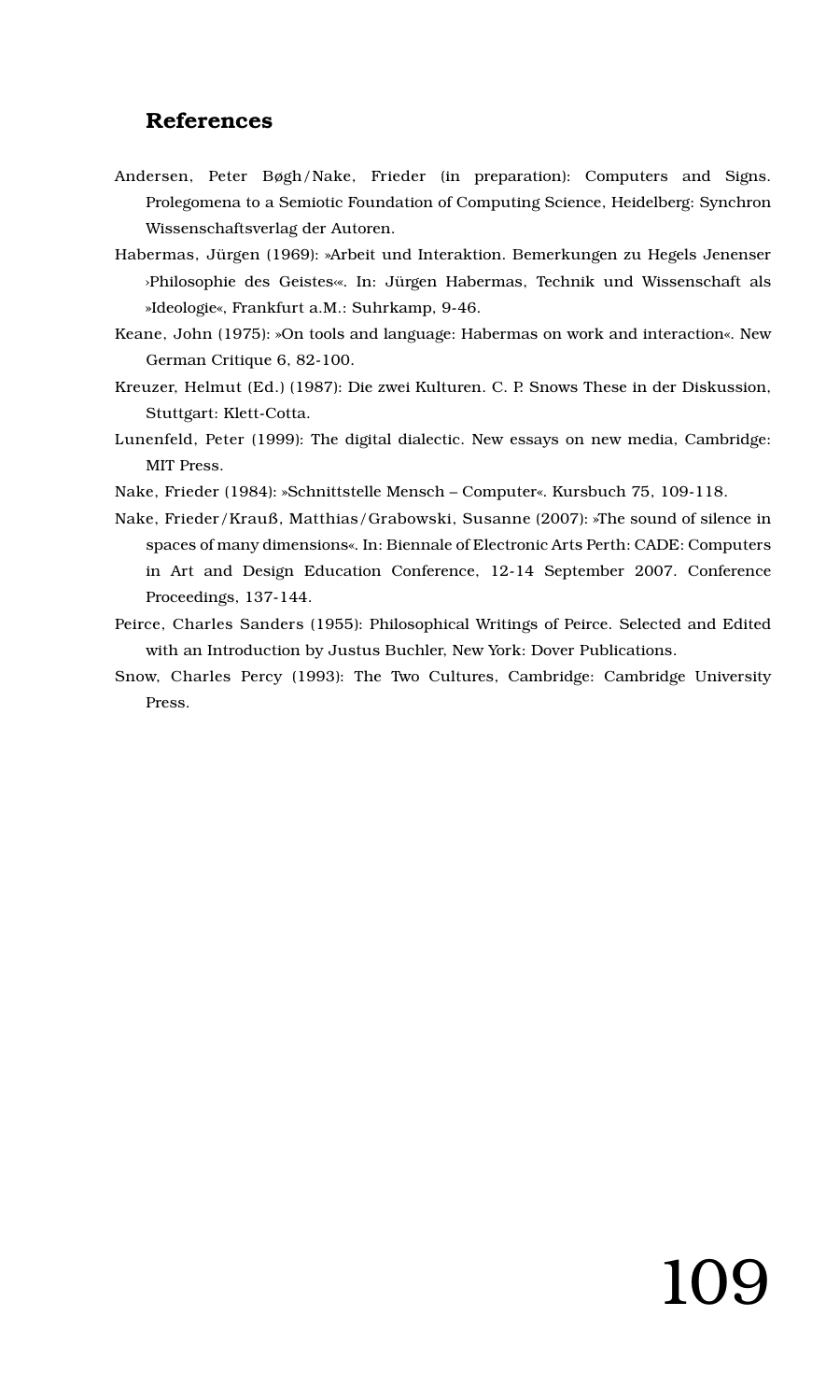## References

Andersen, Peter Bøgh/Nake, Frieder (in preparation): Computers and Signs. Prolegomena to a Semiotic Foundation of Computing Science, Heidelberg: Synchron Wissenschaftsverlag der Autoren.

Habermas, Jürgen (1969): »Arbeit und Interaktion. Bemerkungen zu Hegels Jenenser ›Philosophie des Geistes‹«. In: Jürgen Habermas, Technik und Wissenschaft als »Ideologie«, Frankfurt a.M.: Suhrkamp, 9-46.

Keane, John (1975): »On tools and language: Habermas on work and interaction«. New German Critique 6, 82-100.

Kreuzer, Helmut (Ed.) (1987): Die zwei Kulturen. C. P. Snows These in der Diskussion, Stuttgart: Klett-Cotta.

Lunenfeld, Peter (1999): The digital dialectic. New essays on new media, Cambridge: MIT Press.

Nake, Frieder (1984): »Schnittstelle Mensch – Computer«. Kursbuch 75, 109-118.

Nake, Frieder/Krauß, Matthias/Grabowski, Susanne (2007): »The sound of silence in spaces of many dimensions«. In: Biennale of Electronic Arts Perth: CADE: Computers in Art and Design Education Conference, 12-14 September 2007. Conference Proceedings, 137-144.

Peirce, Charles Sanders (1955): Philosophical Writings of Peirce. Selected and Edited with an Introduction by Justus Buchler, New York: Dover Publications.

Snow, Charles Percy (1993): The Two Cultures, Cambridge: Cambridge University Press.